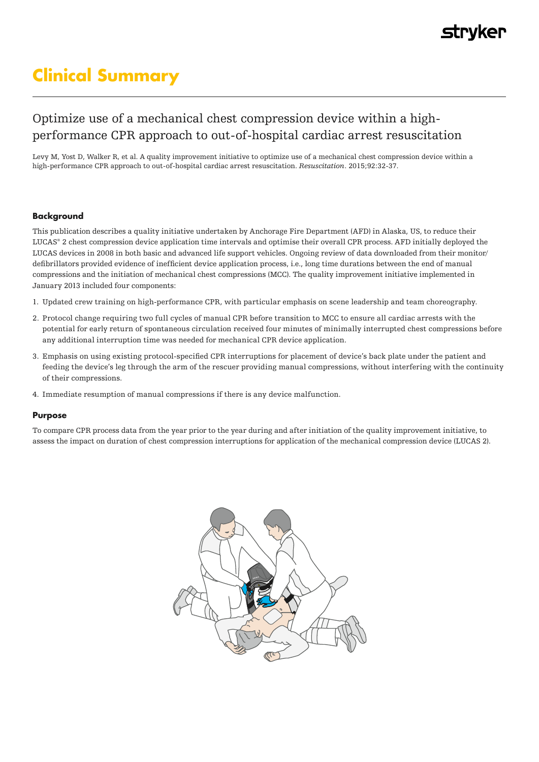# Clinical Summary

## Optimize use of a mechanical chest compression device within a high-performance CPR approach to out-of-hospital cardiac arrest resuscitation

Levy M, Yost D, Walker R, et al. A quality improvement initiative to optimize use of a mechanical chest compression device within a high-performance CPR approach to out-of-hospital cardiac arrest resuscitation. *Resuscitation*. 2015;92:32-37.

### Background

This publication describes a quality initiative undertaken by Anchorage Fire Department (AFD) in Alaska, US, to reduce their LUCAS® 2 chest compression device application time intervals and optimise their overall CPR process. AFD initially deployed the LUCAS devices in 2008 in both basic and advanced life support vehicles. Ongoing review of data downloaded from their monitor/defibrillators provided evidence of inefficient device application process, i.e., long time durations between the end of manual compressions and the initiation of mechanical chest compressions (MCC). The quality improvement initiative implemented in January 2013 included four components:

1. Updated crew training on high-performance CPR, with particular emphasis on scene leadership and team choreography.
2. Protocol change requiring two full cycles of manual CPR before transition to MCC to ensure all cardiac arrests with the potential for early return of spontaneous circulation received four minutes of minimally interrupted chest compressions before any additional interruption time was needed for mechanical CPR device application.
3. Emphasis on using existing protocol-specified CPR interruptions for placement of device's back plate under the patient and feeding the device's leg through the arm of the rescuer providing manual compressions, without interfering with the continuity of their compressions.
4. Immediate resumption of manual compressions if there is any device malfunction.

### Purpose

To compare CPR process data from the year prior to the year during and after initiation of the quality improvement initiative, to assess the impact on duration of chest compression interruptions for application of the mechanical compression device (LUCAS 2).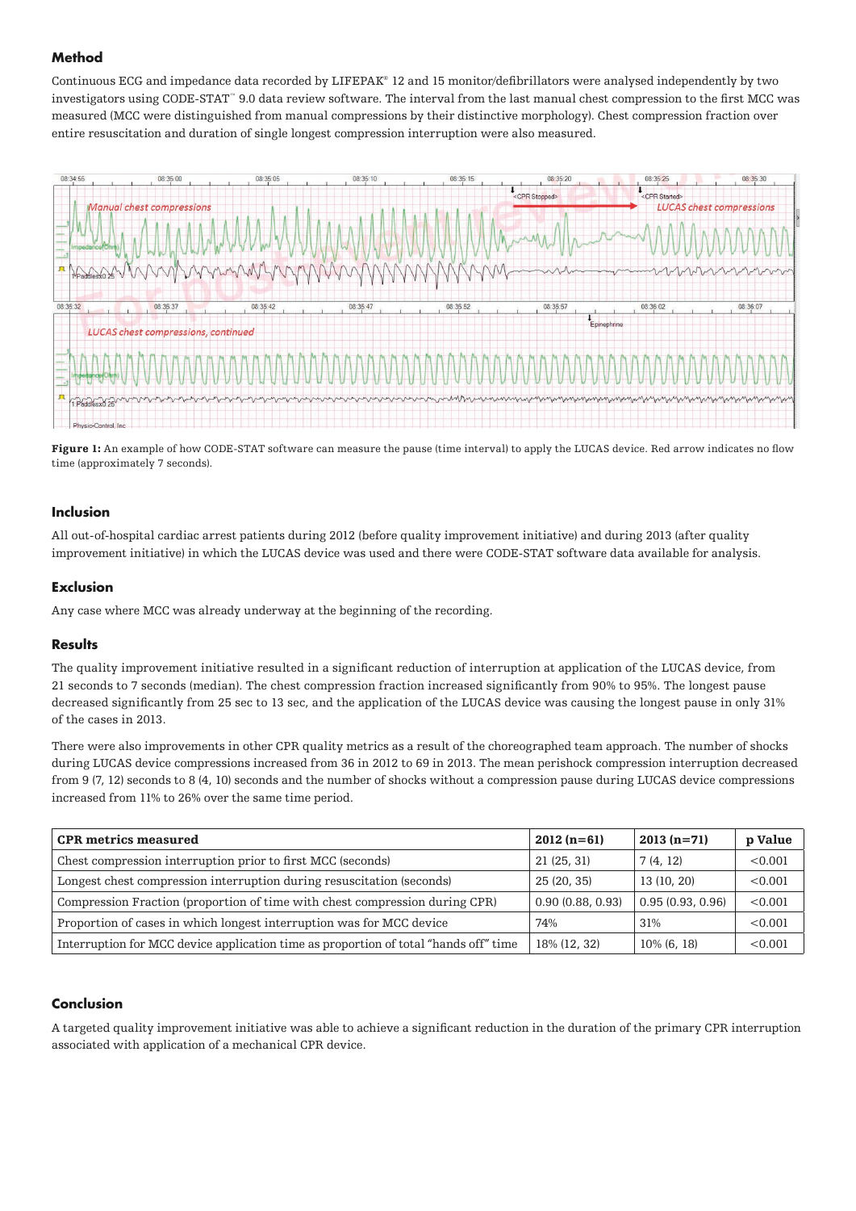## Method

Continuous ECG and impedance data recorded by LIFEPAK® 12 and 15 monitor/defibrillators were analysed independently by two investigators using CODE-STAT™ 9.0 data review software. The interval from the last manual chest compression to the first MCC was measured (MCC were distinguished from manual compressions by their distinctive morphology). Chest compression fraction over entire resuscitation and duration of single longest compression interruption were also measured.

**Figure 1:** An example of how CODE-STAT software can measure the pause (time interval) to apply the LUCAS device. Red arrow indicates no flow time (approximately 7 seconds).

## Inclusion

All out-of-hospital cardiac arrest patients during 2012 (before quality improvement initiative) and during 2013 (after quality improvement initiative) in which the LUCAS device was used and there were CODE-STAT software data available for analysis.

## Exclusion

Any case where MCC was already underway at the beginning of the recording.

## Results

The quality improvement initiative resulted in a significant reduction of interruption at application of the LUCAS device, from 21 seconds to 7 seconds (median). The chest compression fraction increased significantly from 90% to 95%. The longest pause decreased significantly from 25 sec to 13 sec, and the application of the LUCAS device was causing the longest pause in only 31% of the cases in 2013.

There were also improvements in other CPR quality metrics as a result of the choreographed team approach. The number of shocks during LUCAS device compressions increased from 36 in 2012 to 69 in 2013. The mean perishock compression interruption decreased from 9 (7, 12) seconds to 8 (4, 10) seconds and the number of shocks without a compression pause during LUCAS device compressions increased from 11% to 26% over the same time period.

| CPR metrics measured | 2012 (n=61) | 2013 (n=71) | p Value |
|---|---|---|---|
| Chest compression interruption prior to first MCC (seconds) | 21 (25, 31) | 7 (4, 12) | <0.001 |
| Longest chest compression interruption during resuscitation (seconds) | 25 (20, 35) | 13 (10, 20) | <0.001 |
| Compression Fraction (proportion of time with chest compression during CPR) | 0.90 (0.88, 0.93) | 0.95 (0.93, 0.96) | <0.001 |
| Proportion of cases in which longest interruption was for MCC device | 74% | 31% | <0.001 |
| Interruption for MCC device application time as proportion of total "hands off" time | 18% (12, 32) | 10% (6, 18) | <0.001 |

## Conclusion

A targeted quality improvement initiative was able to achieve a significant reduction in the duration of the primary CPR interruption associated with application of a mechanical CPR device.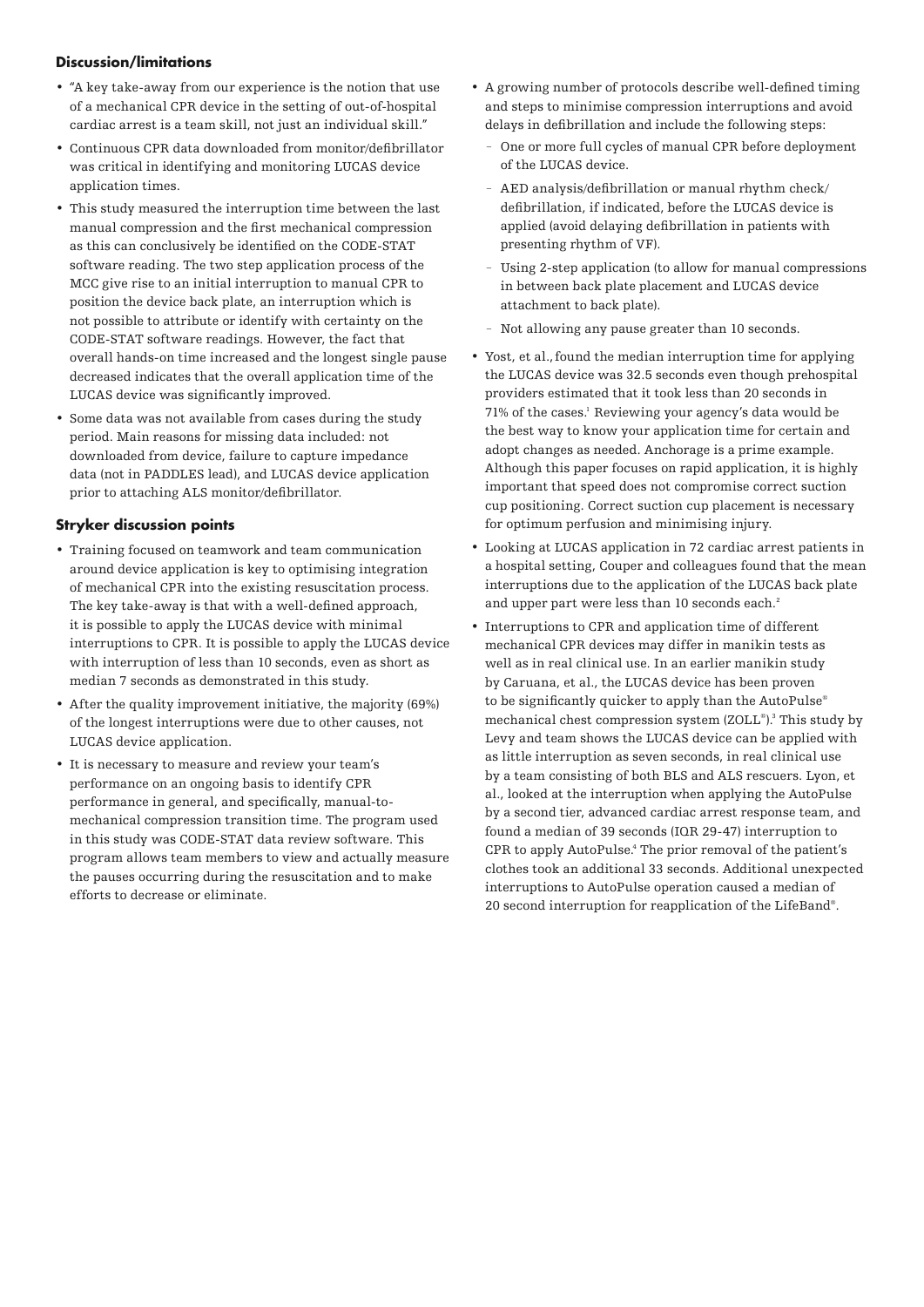### Discussion/limitations

- "A key take-away from our experience is the notion that use of a mechanical CPR device in the setting of out-of-hospital cardiac arrest is a team skill, not just an individual skill."
- Continuous CPR data downloaded from monitor/defibrillator was critical in identifying and monitoring LUCAS device application times.
- This study measured the interruption time between the last manual compression and the first mechanical compression as this can conclusively be identified on the CODE-STAT software reading. The two step application process of the MCC give rise to an initial interruption to manual CPR to position the device back plate, an interruption which is not possible to attribute or identify with certainty on the CODE-STAT software readings. However, the fact that overall hands-on time increased and the longest single pause decreased indicates that the overall application time of the LUCAS device was significantly improved.
- Some data was not available from cases during the study period. Main reasons for missing data included: not downloaded from device, failure to capture impedance data (not in PADDLES lead), and LUCAS device application prior to attaching ALS monitor/defibrillator.

### Stryker discussion points

- Training focused on teamwork and team communication around device application is key to optimising integration of mechanical CPR into the existing resuscitation process. The key take-away is that with a well-defined approach, it is possible to apply the LUCAS device with minimal interruptions to CPR. It is possible to apply the LUCAS device with interruption of less than 10 seconds, even as short as median 7 seconds as demonstrated in this study.
- After the quality improvement initiative, the majority (69%) of the longest interruptions were due to other causes, not LUCAS device application.
- It is necessary to measure and review your team's performance on an ongoing basis to identify CPR performance in general, and specifically, manual-to-mechanical compression transition time. The program used in this study was CODE-STAT data review software. This program allows team members to view and actually measure the pauses occurring during the resuscitation and to make efforts to decrease or eliminate.
- A growing number of protocols describe well-defined timing and steps to minimise compression interruptions and avoid delays in defibrillation and include the following steps:
  - One or more full cycles of manual CPR before deployment of the LUCAS device.
  - AED analysis/defibrillation or manual rhythm check/defibrillation, if indicated, before the LUCAS device is applied (avoid delaying defibrillation in patients with presenting rhythm of VF).
  - Using 2-step application (to allow for manual compressions in between back plate placement and LUCAS device attachment to back plate).
  - Not allowing any pause greater than 10 seconds.
- Yost, et al., found the median interruption time for applying the LUCAS device was 32.5 seconds even though prehospital providers estimated that it took less than 20 seconds in 71% of the cases.[1] Reviewing your agency's data would be the best way to know your application time for certain and adopt changes as needed. Anchorage is a prime example. Although this paper focuses on rapid application, it is highly important that speed does not compromise correct suction cup positioning. Correct suction cup placement is necessary for optimum perfusion and minimising injury.
- Looking at LUCAS application in 72 cardiac arrest patients in a hospital setting, Couper and colleagues found that the mean interruptions due to the application of the LUCAS back plate and upper part were less than 10 seconds each.[2]
- Interruptions to CPR and application time of different mechanical CPR devices may differ in manikin tests as well as in real clinical use. In an earlier manikin study by Caruana, et al., the LUCAS device has been proven to be significantly quicker to apply than the AutoPulse® mechanical chest compression system (ZOLL®).[3] This study by Levy and team shows the LUCAS device can be applied with as little interruption as seven seconds, in real clinical use by a team consisting of both BLS and ALS rescuers. Lyon, et al., looked at the interruption when applying the AutoPulse by a second tier, advanced cardiac arrest response team, and found a median of 39 seconds (IQR 29-47) interruption to CPR to apply AutoPulse.[4] The prior removal of the patient's clothes took an additional 33 seconds. Additional unexpected interruptions to AutoPulse operation caused a median of 20 second interruption for reapplication of the LifeBand®.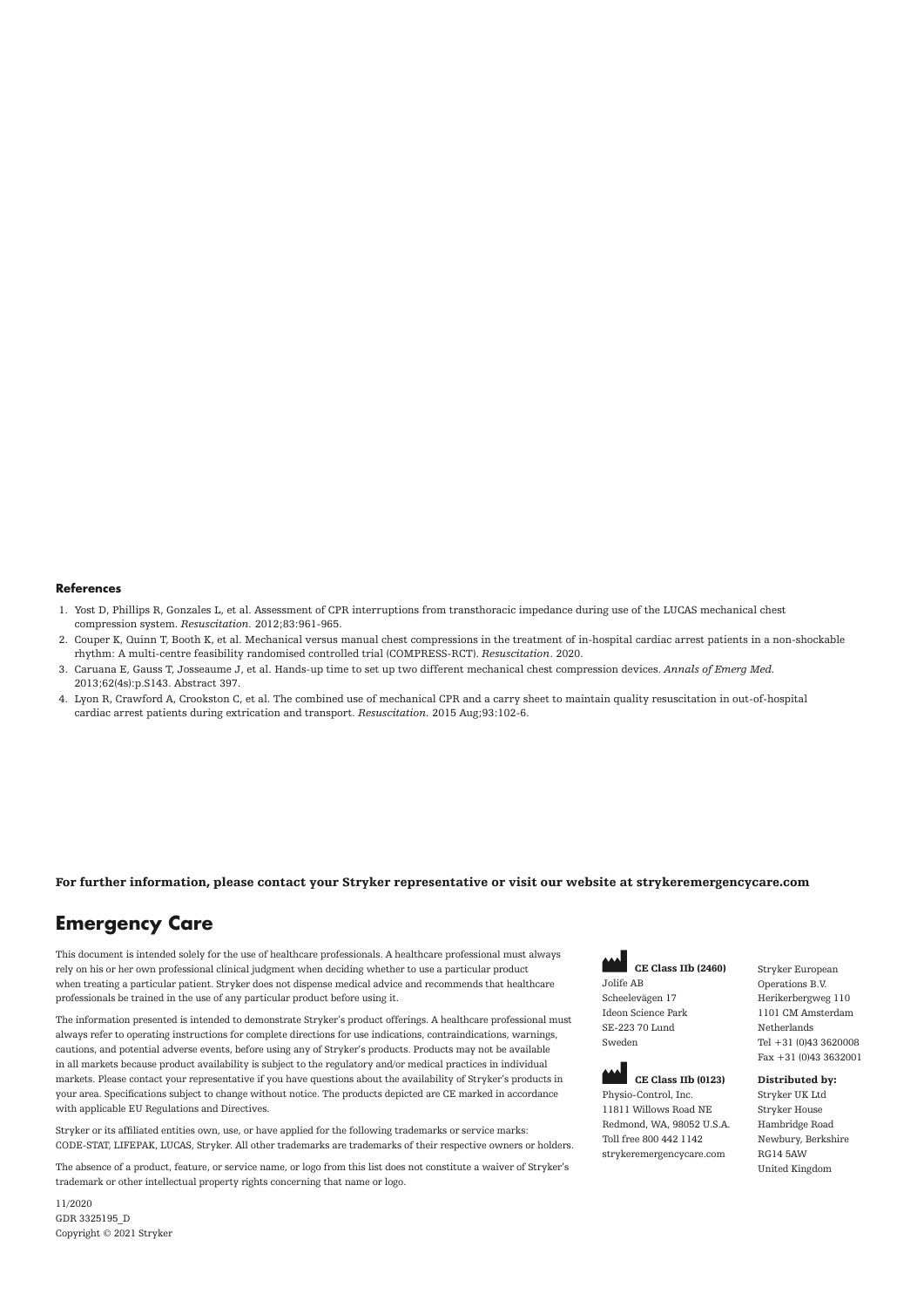**References**

1. Yost D, Phillips R, Gonzales L, et al. Assessment of CPR interruptions from transthoracic impedance during use of the LUCAS mechanical chest compression system. *Resuscitation.* 2012;83:961-965.
2. Couper K, Quinn T, Booth K, et al. Mechanical versus manual chest compressions in the treatment of in-hospital cardiac arrest patients in a non-shockable rhythm: A multi-centre feasibility randomised controlled trial (COMPRESS-RCT). *Resuscitation*. 2020.
3. Caruana E, Gauss T, Josseaume J, et al. Hands-up time to set up two different mechanical chest compression devices. *Annals of Emerg Med.* 2013;62(4s):p.S143. Abstract 397.
4. Lyon R, Crawford A, Crookston C, et al. The combined use of mechanical CPR and a carry sheet to maintain quality resuscitation in out-of-hospital cardiac arrest patients during extrication and transport. *Resuscitation.* 2015 Aug;93:102-6.

**For further information, please contact your Stryker representative or visit our website at strykeremergencycare.com**

## Emergency Care

This document is intended solely for the use of healthcare professionals. A healthcare professional must always rely on his or her own professional clinical judgment when deciding whether to use a particular product when treating a particular patient. Stryker does not dispense medical advice and recommends that healthcare professionals be trained in the use of any particular product before using it.

The information presented is intended to demonstrate Stryker's product offerings. A healthcare professional must always refer to operating instructions for complete directions for use indications, contraindications, warnings, cautions, and potential adverse events, before using any of Stryker's products. Products may not be available in all markets because product availability is subject to the regulatory and/or medical practices in individual markets. Please contact your representative if you have questions about the availability of Stryker's products in your area. Specifications subject to change without notice. The products depicted are CE marked in accordance with applicable EU Regulations and Directives.

Stryker or its affiliated entities own, use, or have applied for the following trademarks or service marks: CODE-STAT, LIFEPAK, LUCAS, Stryker. All other trademarks are trademarks of their respective owners or holders.

The absence of a product, feature, or service name, or logo from this list does not constitute a waiver of Stryker's trademark or other intellectual property rights concerning that name or logo.

11/2020
GDR 3325195_D
Copyright © 2021 Stryker

**CE Class IIb (2460)**
Jolife AB
Scheelevägen 17
Ideon Science Park
SE-223 70 Lund
Sweden

**CE Class IIb (0123)**
Physio-Control, Inc.
11811 Willows Road NE
Redmond, WA, 98052 U.S.A.
Toll free 800 442 1142
strykeremergencycare.com

Stryker European Operations B.V.
Herikerbergweg 110
1101 CM Amsterdam
Netherlands
Tel +31 (0)43 3620008
Fax +31 (0)43 3632001

**Distributed by:**
Stryker UK Ltd
Stryker House
Hambridge Road
Newbury, Berkshire
RG14 5AW
United Kingdom